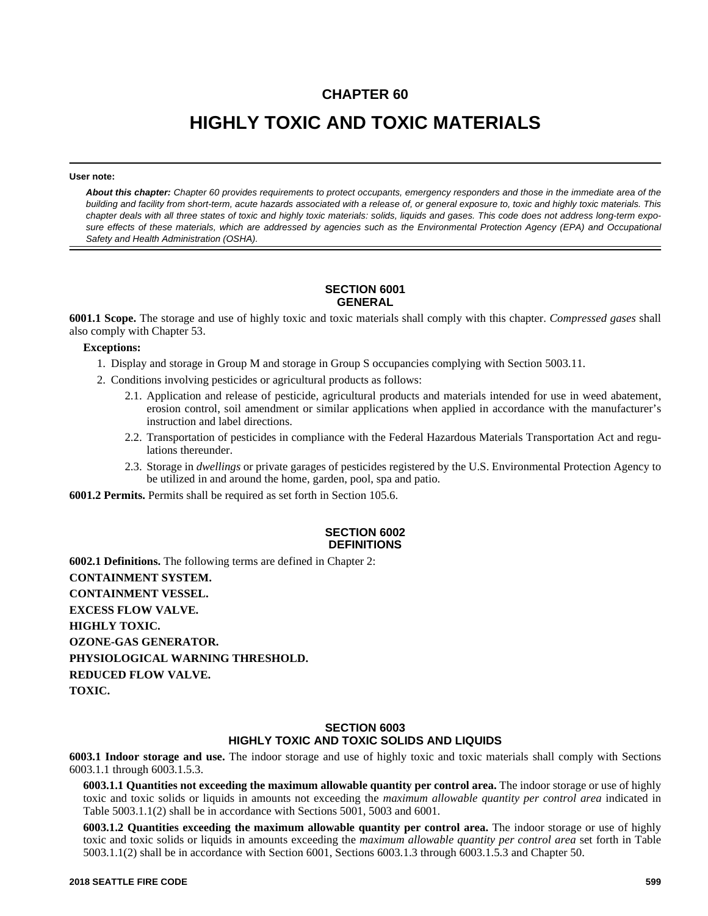# CHAPTER 60

# HIGHLY TOXIC AND TOXIC MATERIALS

**User note:**

***About this chapter:*** *Chapter 60 provides requirements to protect occupants, emergency responders and those in the immediate area of the building and facility from short-term, acute hazards associated with a release of, or general exposure to, toxic and highly toxic materials. This chapter deals with all three states of toxic and highly toxic materials: solids, liquids and gases. This code does not address long-term exposure effects of these materials, which are addressed by agencies such as the Environmental Protection Agency (EPA) and Occupational Safety and Health Administration (OSHA).*

## SECTION 6001 GENERAL

**6001.1 Scope.** The storage and use of highly toxic and toxic materials shall comply with this chapter. *Compressed gases* shall also comply with Chapter 53.

**Exceptions:**

1. Display and storage in Group M and storage in Group S occupancies complying with Section 5003.11.
2. Conditions involving pesticides or agricultural products as follows:
   - 2.1. Application and release of pesticide, agricultural products and materials intended for use in weed abatement, erosion control, soil amendment or similar applications when applied in accordance with the manufacturer's instruction and label directions.
   - 2.2. Transportation of pesticides in compliance with the Federal Hazardous Materials Transportation Act and regulations thereunder.
   - 2.3. Storage in *dwellings* or private garages of pesticides registered by the U.S. Environmental Protection Agency to be utilized in and around the home, garden, pool, spa and patio.

**6001.2 Permits.** Permits shall be required as set forth in Section 105.6.

## SECTION 6002 DEFINITIONS

**6002.1 Definitions.** The following terms are defined in Chapter 2:

**CONTAINMENT SYSTEM.**

**CONTAINMENT VESSEL.**

**EXCESS FLOW VALVE.**

**HIGHLY TOXIC.**

**OZONE-GAS GENERATOR.**

**PHYSIOLOGICAL WARNING THRESHOLD.**

**REDUCED FLOW VALVE.**

**TOXIC.**

## SECTION 6003 HIGHLY TOXIC AND TOXIC SOLIDS AND LIQUIDS

**6003.1 Indoor storage and use.** The indoor storage and use of highly toxic and toxic materials shall comply with Sections 6003.1.1 through 6003.1.5.3.

**6003.1.1 Quantities not exceeding the maximum allowable quantity per control area.** The indoor storage or use of highly toxic and toxic solids or liquids in amounts not exceeding the *maximum allowable quantity per control area* indicated in Table 5003.1.1(2) shall be in accordance with Sections 5001, 5003 and 6001.

**6003.1.2 Quantities exceeding the maximum allowable quantity per control area.** The indoor storage or use of highly toxic and toxic solids or liquids in amounts exceeding the *maximum allowable quantity per control area* set forth in Table 5003.1.1(2) shall be in accordance with Section 6001, Sections 6003.1.3 through 6003.1.5.3 and Chapter 50.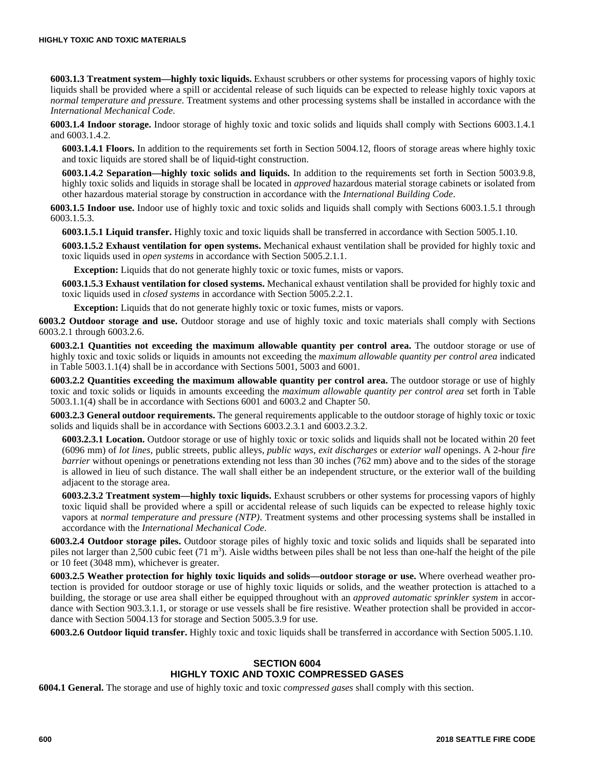**6003.1.3 Treatment system—highly toxic liquids.** Exhaust scrubbers or other systems for processing vapors of highly toxic liquids shall be provided where a spill or accidental release of such liquids can be expected to release highly toxic vapors at *normal temperature and pressure*. Treatment systems and other processing systems shall be installed in accordance with the *International Mechanical Code*.

**6003.1.4 Indoor storage.** Indoor storage of highly toxic and toxic solids and liquids shall comply with Sections 6003.1.4.1 and 6003.1.4.2.

**6003.1.4.1 Floors.** In addition to the requirements set forth in Section 5004.12, floors of storage areas where highly toxic and toxic liquids are stored shall be of liquid-tight construction.

**6003.1.4.2 Separation—highly toxic solids and liquids.** In addition to the requirements set forth in Section 5003.9.8, highly toxic solids and liquids in storage shall be located in *approved* hazardous material storage cabinets or isolated from other hazardous material storage by construction in accordance with the *International Building Code*.

**6003.1.5 Indoor use.** Indoor use of highly toxic and toxic solids and liquids shall comply with Sections 6003.1.5.1 through 6003.1.5.3.

**6003.1.5.1 Liquid transfer.** Highly toxic and toxic liquids shall be transferred in accordance with Section 5005.1.10.

**6003.1.5.2 Exhaust ventilation for open systems.** Mechanical exhaust ventilation shall be provided for highly toxic and toxic liquids used in *open systems* in accordance with Section 5005.2.1.1.

**Exception:** Liquids that do not generate highly toxic or toxic fumes, mists or vapors.

**6003.1.5.3 Exhaust ventilation for closed systems.** Mechanical exhaust ventilation shall be provided for highly toxic and toxic liquids used in *closed systems* in accordance with Section 5005.2.2.1.

**Exception:** Liquids that do not generate highly toxic or toxic fumes, mists or vapors.

**6003.2 Outdoor storage and use.** Outdoor storage and use of highly toxic and toxic materials shall comply with Sections 6003.2.1 through 6003.2.6.

**6003.2.1 Quantities not exceeding the maximum allowable quantity per control area.** The outdoor storage or use of highly toxic and toxic solids or liquids in amounts not exceeding the *maximum allowable quantity per control area* indicated in Table 5003.1.1(4) shall be in accordance with Sections 5001, 5003 and 6001.

**6003.2.2 Quantities exceeding the maximum allowable quantity per control area.** The outdoor storage or use of highly toxic and toxic solids or liquids in amounts exceeding the *maximum allowable quantity per control area* set forth in Table 5003.1.1(4) shall be in accordance with Sections 6001 and 6003.2 and Chapter 50.

**6003.2.3 General outdoor requirements.** The general requirements applicable to the outdoor storage of highly toxic or toxic solids and liquids shall be in accordance with Sections 6003.2.3.1 and 6003.2.3.2.

**6003.2.3.1 Location.** Outdoor storage or use of highly toxic or toxic solids and liquids shall not be located within 20 feet (6096 mm) of *lot lines*, public streets, public alleys, *public ways*, *exit discharges* or *exterior wall* openings. A 2-hour *fire barrier* without openings or penetrations extending not less than 30 inches (762 mm) above and to the sides of the storage is allowed in lieu of such distance. The wall shall either be an independent structure, or the exterior wall of the building adjacent to the storage area.

**6003.2.3.2 Treatment system—highly toxic liquids.** Exhaust scrubbers or other systems for processing vapors of highly toxic liquid shall be provided where a spill or accidental release of such liquids can be expected to release highly toxic vapors at *normal temperature and pressure (NTP)*. Treatment systems and other processing systems shall be installed in accordance with the *International Mechanical Code*.

**6003.2.4 Outdoor storage piles.** Outdoor storage piles of highly toxic and toxic solids and liquids shall be separated into piles not larger than 2,500 cubic feet (71 $m^3$). Aisle widths between piles shall be not less than one-half the height of the pile or 10 feet (3048 mm), whichever is greater.

**6003.2.5 Weather protection for highly toxic liquids and solids—outdoor storage or use.** Where overhead weather protection is provided for outdoor storage or use of highly toxic liquids or solids, and the weather protection is attached to a building, the storage or use area shall either be equipped throughout with an *approved automatic sprinkler system* in accordance with Section 903.3.1.1, or storage or use vessels shall be fire resistive. Weather protection shall be provided in accordance with Section 5004.13 for storage and Section 5005.3.9 for use.

**6003.2.6 Outdoor liquid transfer.** Highly toxic and toxic liquids shall be transferred in accordance with Section 5005.1.10.

## SECTION 6004
## HIGHLY TOXIC AND TOXIC COMPRESSED GASES

**6004.1 General.** The storage and use of highly toxic and toxic *compressed gases* shall comply with this section.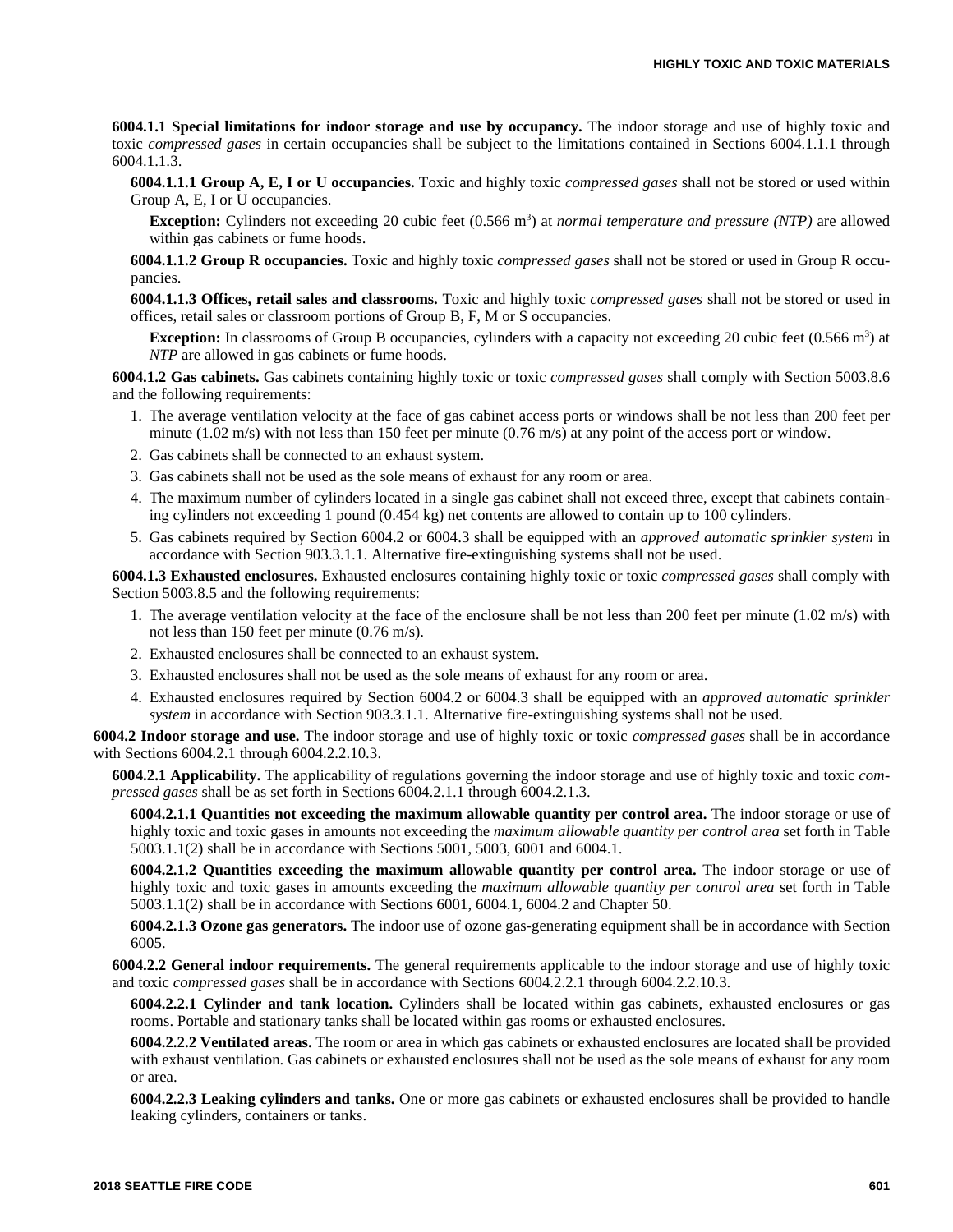**6004.1.1 Special limitations for indoor storage and use by occupancy.** The indoor storage and use of highly toxic and toxic *compressed gases* in certain occupancies shall be subject to the limitations contained in Sections 6004.1.1.1 through 6004.1.1.3.

**6004.1.1.1 Group A, E, I or U occupancies.** Toxic and highly toxic *compressed gases* shall not be stored or used within Group A, E, I or U occupancies.

**Exception:** Cylinders not exceeding 20 cubic feet (0.566 $m^3$) at *normal temperature and pressure (NTP)* are allowed within gas cabinets or fume hoods.

**6004.1.1.2 Group R occupancies.** Toxic and highly toxic *compressed gases* shall not be stored or used in Group R occupancies.

**6004.1.1.3 Offices, retail sales and classrooms.** Toxic and highly toxic *compressed gases* shall not be stored or used in offices, retail sales or classroom portions of Group B, F, M or S occupancies.

**Exception:** In classrooms of Group B occupancies, cylinders with a capacity not exceeding 20 cubic feet (0.566 $m^3$) at *NTP* are allowed in gas cabinets or fume hoods.

**6004.1.2 Gas cabinets.** Gas cabinets containing highly toxic or toxic *compressed gases* shall comply with Section 5003.8.6 and the following requirements:

1. The average ventilation velocity at the face of gas cabinet access ports or windows shall be not less than 200 feet per minute (1.02 m/s) with not less than 150 feet per minute (0.76 m/s) at any point of the access port or window.
2. Gas cabinets shall be connected to an exhaust system.
3. Gas cabinets shall not be used as the sole means of exhaust for any room or area.
4. The maximum number of cylinders located in a single gas cabinet shall not exceed three, except that cabinets containing cylinders not exceeding 1 pound (0.454 kg) net contents are allowed to contain up to 100 cylinders.
5. Gas cabinets required by Section 6004.2 or 6004.3 shall be equipped with an *approved automatic sprinkler system* in accordance with Section 903.3.1.1. Alternative fire-extinguishing systems shall not be used.

**6004.1.3 Exhausted enclosures.** Exhausted enclosures containing highly toxic or toxic *compressed gases* shall comply with Section 5003.8.5 and the following requirements:

1. The average ventilation velocity at the face of the enclosure shall be not less than 200 feet per minute (1.02 m/s) with not less than 150 feet per minute (0.76 m/s).
2. Exhausted enclosures shall be connected to an exhaust system.
3. Exhausted enclosures shall not be used as the sole means of exhaust for any room or area.
4. Exhausted enclosures required by Section 6004.2 or 6004.3 shall be equipped with an *approved automatic sprinkler system* in accordance with Section 903.3.1.1. Alternative fire-extinguishing systems shall not be used.

**6004.2 Indoor storage and use.** The indoor storage and use of highly toxic or toxic *compressed gases* shall be in accordance with Sections 6004.2.1 through 6004.2.2.10.3.

**6004.2.1 Applicability.** The applicability of regulations governing the indoor storage and use of highly toxic and toxic *compressed gases* shall be as set forth in Sections 6004.2.1.1 through 6004.2.1.3.

**6004.2.1.1 Quantities not exceeding the maximum allowable quantity per control area.** The indoor storage or use of highly toxic and toxic gases in amounts not exceeding the *maximum allowable quantity per control area* set forth in Table 5003.1.1(2) shall be in accordance with Sections 5001, 5003, 6001 and 6004.1.

**6004.2.1.2 Quantities exceeding the maximum allowable quantity per control area.** The indoor storage or use of highly toxic and toxic gases in amounts exceeding the *maximum allowable quantity per control area* set forth in Table 5003.1.1(2) shall be in accordance with Sections 6001, 6004.1, 6004.2 and Chapter 50.

**6004.2.1.3 Ozone gas generators.** The indoor use of ozone gas-generating equipment shall be in accordance with Section 6005.

**6004.2.2 General indoor requirements.** The general requirements applicable to the indoor storage and use of highly toxic and toxic *compressed gases* shall be in accordance with Sections 6004.2.2.1 through 6004.2.2.10.3.

**6004.2.2.1 Cylinder and tank location.** Cylinders shall be located within gas cabinets, exhausted enclosures or gas rooms. Portable and stationary tanks shall be located within gas rooms or exhausted enclosures.

**6004.2.2.2 Ventilated areas.** The room or area in which gas cabinets or exhausted enclosures are located shall be provided with exhaust ventilation. Gas cabinets or exhausted enclosures shall not be used as the sole means of exhaust for any room or area.

**6004.2.2.3 Leaking cylinders and tanks.** One or more gas cabinets or exhausted enclosures shall be provided to handle leaking cylinders, containers or tanks.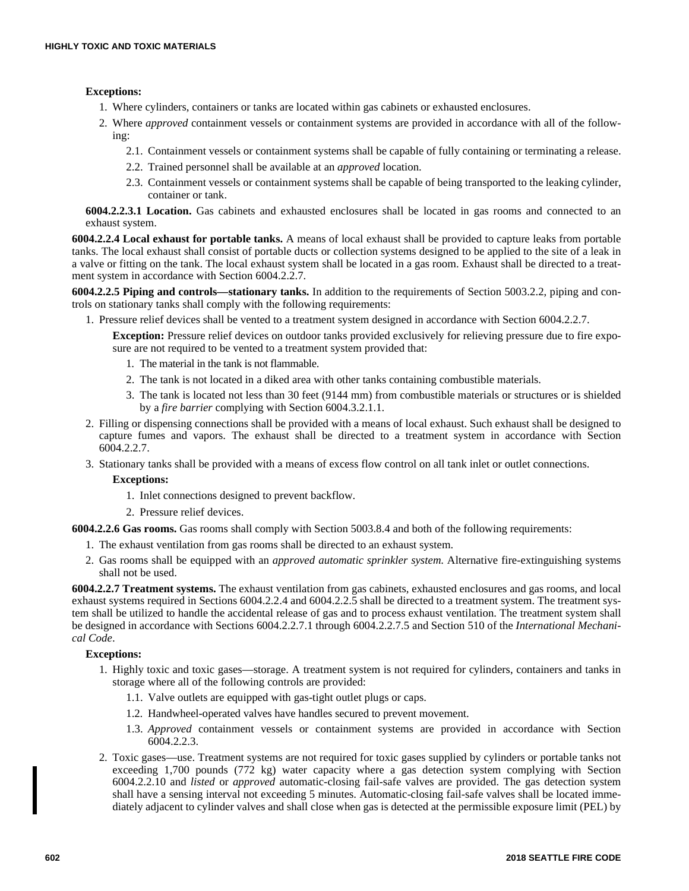**Exceptions:**

1. Where cylinders, containers or tanks are located within gas cabinets or exhausted enclosures.
2. Where *approved* containment vessels or containment systems are provided in accordance with all of the following:
   - 2.1. Containment vessels or containment systems shall be capable of fully containing or terminating a release.
   - 2.2. Trained personnel shall be available at an *approved* location.
   - 2.3. Containment vessels or containment systems shall be capable of being transported to the leaking cylinder, container or tank.

**6004.2.2.3.1 Location.** Gas cabinets and exhausted enclosures shall be located in gas rooms and connected to an exhaust system.

**6004.2.2.4 Local exhaust for portable tanks.** A means of local exhaust shall be provided to capture leaks from portable tanks. The local exhaust shall consist of portable ducts or collection systems designed to be applied to the site of a leak in a valve or fitting on the tank. The local exhaust system shall be located in a gas room. Exhaust shall be directed to a treatment system in accordance with Section 6004.2.2.7.

**6004.2.2.5 Piping and controls—stationary tanks.** In addition to the requirements of Section 5003.2.2, piping and controls on stationary tanks shall comply with the following requirements:

1. Pressure relief devices shall be vented to a treatment system designed in accordance with Section 6004.2.2.7.

   **Exception:** Pressure relief devices on outdoor tanks provided exclusively for relieving pressure due to fire exposure are not required to be vented to a treatment system provided that:

   1. The material in the tank is not flammable.
   2. The tank is not located in a diked area with other tanks containing combustible materials.
   3. The tank is located not less than 30 feet (9144 mm) from combustible materials or structures or is shielded by a *fire barrier* complying with Section 6004.3.2.1.1.

2. Filling or dispensing connections shall be provided with a means of local exhaust. Such exhaust shall be designed to capture fumes and vapors. The exhaust shall be directed to a treatment system in accordance with Section 6004.2.2.7.
3. Stationary tanks shall be provided with a means of excess flow control on all tank inlet or outlet connections.

   **Exceptions:**

   1. Inlet connections designed to prevent backflow.
   2. Pressure relief devices.

**6004.2.2.6 Gas rooms.** Gas rooms shall comply with Section 5003.8.4 and both of the following requirements:

1. The exhaust ventilation from gas rooms shall be directed to an exhaust system.
2. Gas rooms shall be equipped with an *approved automatic sprinkler system.* Alternative fire-extinguishing systems shall not be used.

**6004.2.2.7 Treatment systems.** The exhaust ventilation from gas cabinets, exhausted enclosures and gas rooms, and local exhaust systems required in Sections 6004.2.2.4 and 6004.2.2.5 shall be directed to a treatment system. The treatment system shall be utilized to handle the accidental release of gas and to process exhaust ventilation. The treatment system shall be designed in accordance with Sections 6004.2.2.7.1 through 6004.2.2.7.5 and Section 510 of the *International Mechanical Code*.

**Exceptions:**

1. Highly toxic and toxic gases—storage. A treatment system is not required for cylinders, containers and tanks in storage where all of the following controls are provided:
   - 1.1. Valve outlets are equipped with gas-tight outlet plugs or caps.
   - 1.2. Handwheel-operated valves have handles secured to prevent movement.
   - 1.3. *Approved* containment vessels or containment systems are provided in accordance with Section 6004.2.2.3.
2. Toxic gases—use. Treatment systems are not required for toxic gases supplied by cylinders or portable tanks not exceeding 1,700 pounds (772 kg) water capacity where a gas detection system complying with Section 6004.2.2.10 and *listed* or *approved* automatic-closing fail-safe valves are provided. The gas detection system shall have a sensing interval not exceeding 5 minutes. Automatic-closing fail-safe valves shall be located immediately adjacent to cylinder valves and shall close when gas is detected at the permissible exposure limit (PEL) by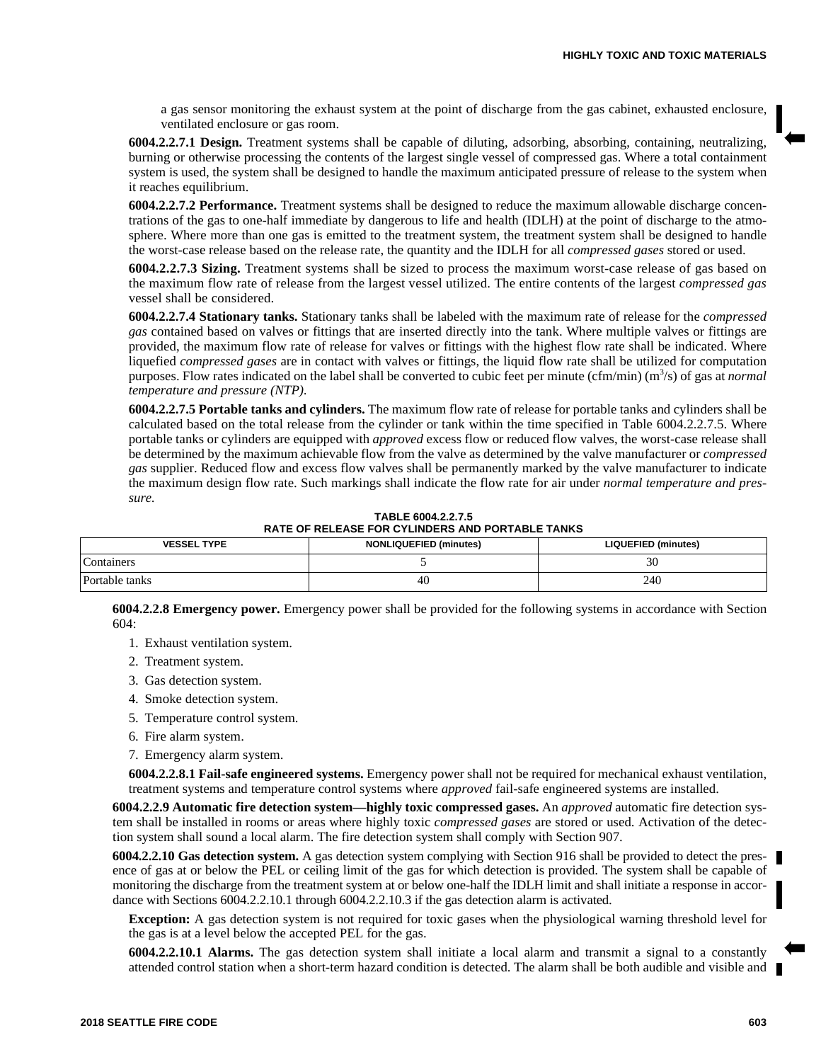a gas sensor monitoring the exhaust system at the point of discharge from the gas cabinet, exhausted enclosure, ventilated enclosure or gas room.

**6004.2.2.7.1 Design.** Treatment systems shall be capable of diluting, adsorbing, absorbing, containing, neutralizing, burning or otherwise processing the contents of the largest single vessel of compressed gas. Where a total containment system is used, the system shall be designed to handle the maximum anticipated pressure of release to the system when it reaches equilibrium.

**6004.2.2.7.2 Performance.** Treatment systems shall be designed to reduce the maximum allowable discharge concentrations of the gas to one-half immediate by dangerous to life and health (IDLH) at the point of discharge to the atmosphere. Where more than one gas is emitted to the treatment system, the treatment system shall be designed to handle the worst-case release based on the release rate, the quantity and the IDLH for all *compressed gases* stored or used.

**6004.2.2.7.3 Sizing.** Treatment systems shall be sized to process the maximum worst-case release of gas based on the maximum flow rate of release from the largest vessel utilized. The entire contents of the largest *compressed gas* vessel shall be considered.

**6004.2.2.7.4 Stationary tanks.** Stationary tanks shall be labeled with the maximum rate of release for the *compressed gas* contained based on valves or fittings that are inserted directly into the tank. Where multiple valves or fittings are provided, the maximum flow rate of release for valves or fittings with the highest flow rate shall be indicated. Where liquefied *compressed gases* are in contact with valves or fittings, the liquid flow rate shall be utilized for computation purposes. Flow rates indicated on the label shall be converted to cubic feet per minute (cfm/min) ($m^3$/s) of gas at *normal temperature and pressure (NTP)*.

**6004.2.2.7.5 Portable tanks and cylinders.** The maximum flow rate of release for portable tanks and cylinders shall be calculated based on the total release from the cylinder or tank within the time specified in Table 6004.2.2.7.5. Where portable tanks or cylinders are equipped with *approved* excess flow or reduced flow valves, the worst-case release shall be determined by the maximum achievable flow from the valve as determined by the valve manufacturer or *compressed gas* supplier. Reduced flow and excess flow valves shall be permanently marked by the valve manufacturer to indicate the maximum design flow rate. Such markings shall indicate the flow rate for air under *normal temperature and pressure.*

**TABLE 6004.2.2.7.5**
**RATE OF RELEASE FOR CYLINDERS AND PORTABLE TANKS**

| VESSEL TYPE | NONLIQUEFIED (minutes) | LIQUEFIED (minutes) |
|---|---|---|
| Containers | 5 | 30 |
| Portable tanks | 40 | 240 |

**6004.2.2.8 Emergency power.** Emergency power shall be provided for the following systems in accordance with Section 604:

1. Exhaust ventilation system.
2. Treatment system.
3. Gas detection system.
4. Smoke detection system.
5. Temperature control system.
6. Fire alarm system.
7. Emergency alarm system.

**6004.2.2.8.1 Fail-safe engineered systems.** Emergency power shall not be required for mechanical exhaust ventilation, treatment systems and temperature control systems where *approved* fail-safe engineered systems are installed.

**6004.2.2.9 Automatic fire detection system—highly toxic compressed gases.** An *approved* automatic fire detection system shall be installed in rooms or areas where highly toxic *compressed gases* are stored or used. Activation of the detection system shall sound a local alarm. The fire detection system shall comply with Section 907.

**6004.2.2.10 Gas detection system.** A gas detection system complying with Section 916 shall be provided to detect the presence of gas at or below the PEL or ceiling limit of the gas for which detection is provided. The system shall be capable of monitoring the discharge from the treatment system at or below one-half the IDLH limit and shall initiate a response in accordance with Sections 6004.2.2.10.1 through 6004.2.2.10.3 if the gas detection alarm is activated.

**Exception:** A gas detection system is not required for toxic gases when the physiological warning threshold level for the gas is at a level below the accepted PEL for the gas.

**6004.2.2.10.1 Alarms.** The gas detection system shall initiate a local alarm and transmit a signal to a constantly attended control station when a short-term hazard condition is detected. The alarm shall be both audible and visible and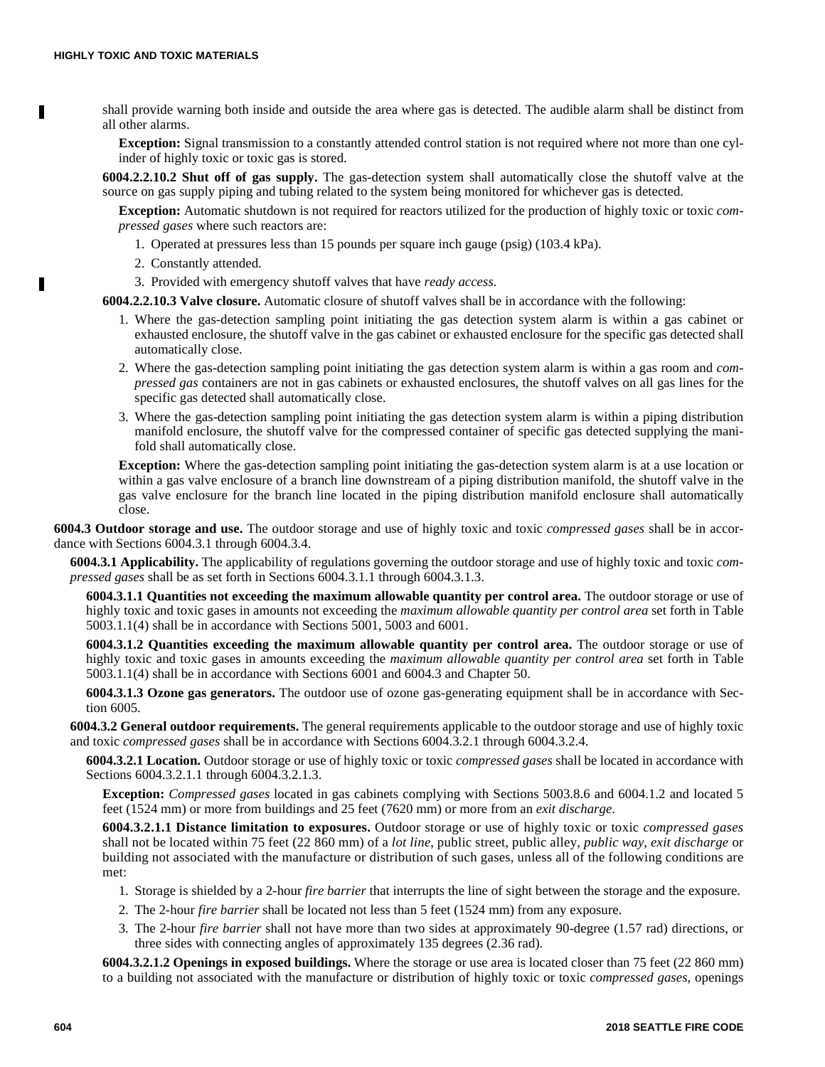shall provide warning both inside and outside the area where gas is detected. The audible alarm shall be distinct from all other alarms.

**Exception:** Signal transmission to a constantly attended control station is not required where not more than one cylinder of highly toxic or toxic gas is stored.

**6004.2.2.10.2 Shut off of gas supply.** The gas-detection system shall automatically close the shutoff valve at the source on gas supply piping and tubing related to the system being monitored for whichever gas is detected.

**Exception:** Automatic shutdown is not required for reactors utilized for the production of highly toxic or toxic *compressed gases* where such reactors are:

1. Operated at pressures less than 15 pounds per square inch gauge (psig) (103.4 kPa).
2. Constantly attended.
3. Provided with emergency shutoff valves that have *ready access*.

**6004.2.2.10.3 Valve closure.** Automatic closure of shutoff valves shall be in accordance with the following:

1. Where the gas-detection sampling point initiating the gas detection system alarm is within a gas cabinet or exhausted enclosure, the shutoff valve in the gas cabinet or exhausted enclosure for the specific gas detected shall automatically close.
2. Where the gas-detection sampling point initiating the gas detection system alarm is within a gas room and *compressed gas* containers are not in gas cabinets or exhausted enclosures, the shutoff valves on all gas lines for the specific gas detected shall automatically close.
3. Where the gas-detection sampling point initiating the gas detection system alarm is within a piping distribution manifold enclosure, the shutoff valve for the compressed container of specific gas detected supplying the manifold shall automatically close.

**Exception:** Where the gas-detection sampling point initiating the gas-detection system alarm is at a use location or within a gas valve enclosure of a branch line downstream of a piping distribution manifold, the shutoff valve in the gas valve enclosure for the branch line located in the piping distribution manifold enclosure shall automatically close.

**6004.3 Outdoor storage and use.** The outdoor storage and use of highly toxic and toxic *compressed gases* shall be in accordance with Sections 6004.3.1 through 6004.3.4.

**6004.3.1 Applicability.** The applicability of regulations governing the outdoor storage and use of highly toxic and toxic *compressed gases* shall be as set forth in Sections 6004.3.1.1 through 6004.3.1.3.

**6004.3.1.1 Quantities not exceeding the maximum allowable quantity per control area.** The outdoor storage or use of highly toxic and toxic gases in amounts not exceeding the *maximum allowable quantity per control area* set forth in Table 5003.1.1(4) shall be in accordance with Sections 5001, 5003 and 6001.

**6004.3.1.2 Quantities exceeding the maximum allowable quantity per control area.** The outdoor storage or use of highly toxic and toxic gases in amounts exceeding the *maximum allowable quantity per control area* set forth in Table 5003.1.1(4) shall be in accordance with Sections 6001 and 6004.3 and Chapter 50.

**6004.3.1.3 Ozone gas generators.** The outdoor use of ozone gas-generating equipment shall be in accordance with Section 6005.

**6004.3.2 General outdoor requirements.** The general requirements applicable to the outdoor storage and use of highly toxic and toxic *compressed gases* shall be in accordance with Sections 6004.3.2.1 through 6004.3.2.4.

**6004.3.2.1 Location.** Outdoor storage or use of highly toxic or toxic *compressed gases* shall be located in accordance with Sections 6004.3.2.1.1 through 6004.3.2.1.3.

**Exception:** *Compressed gases* located in gas cabinets complying with Sections 5003.8.6 and 6004.1.2 and located 5 feet (1524 mm) or more from buildings and 25 feet (7620 mm) or more from an *exit discharge*.

**6004.3.2.1.1 Distance limitation to exposures.** Outdoor storage or use of highly toxic or toxic *compressed gases* shall not be located within 75 feet (22 860 mm) of a *lot line*, public street, public alley, *public way*, *exit discharge* or building not associated with the manufacture or distribution of such gases, unless all of the following conditions are met:

1. Storage is shielded by a 2-hour *fire barrier* that interrupts the line of sight between the storage and the exposure.
2. The 2-hour *fire barrier* shall be located not less than 5 feet (1524 mm) from any exposure.
3. The 2-hour *fire barrier* shall not have more than two sides at approximately 90-degree (1.57 rad) directions, or three sides with connecting angles of approximately 135 degrees (2.36 rad).

**6004.3.2.1.2 Openings in exposed buildings.** Where the storage or use area is located closer than 75 feet (22 860 mm) to a building not associated with the manufacture or distribution of highly toxic or toxic *compressed gases*, openings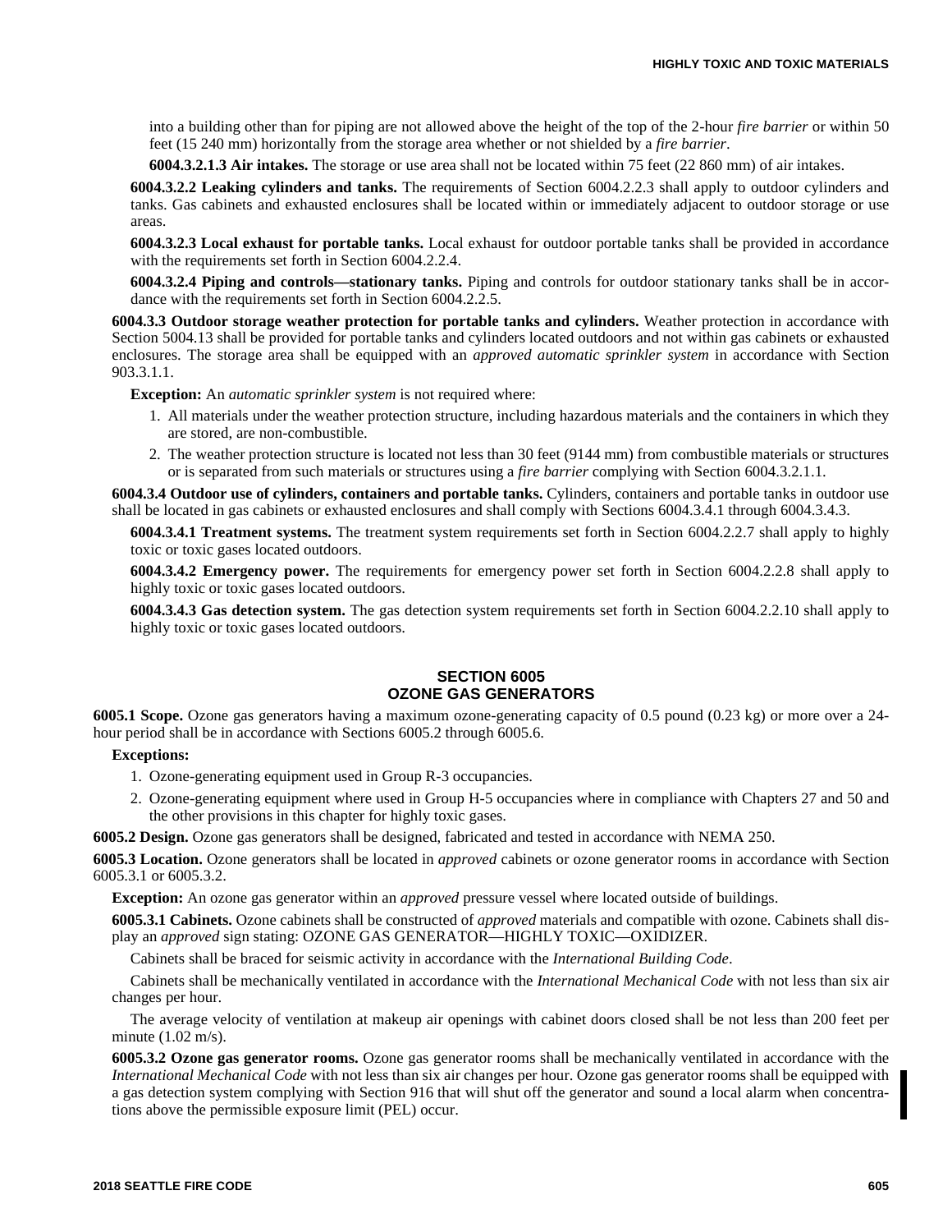into a building other than for piping are not allowed above the height of the top of the 2-hour *fire barrier* or within 50 feet (15 240 mm) horizontally from the storage area whether or not shielded by a *fire barrier*.

**6004.3.2.1.3 Air intakes.** The storage or use area shall not be located within 75 feet (22 860 mm) of air intakes.

**6004.3.2.2 Leaking cylinders and tanks.** The requirements of Section 6004.2.2.3 shall apply to outdoor cylinders and tanks. Gas cabinets and exhausted enclosures shall be located within or immediately adjacent to outdoor storage or use areas.

**6004.3.2.3 Local exhaust for portable tanks.** Local exhaust for outdoor portable tanks shall be provided in accordance with the requirements set forth in Section 6004.2.2.4.

**6004.3.2.4 Piping and controls—stationary tanks.** Piping and controls for outdoor stationary tanks shall be in accordance with the requirements set forth in Section 6004.2.2.5.

**6004.3.3 Outdoor storage weather protection for portable tanks and cylinders.** Weather protection in accordance with Section 5004.13 shall be provided for portable tanks and cylinders located outdoors and not within gas cabinets or exhausted enclosures. The storage area shall be equipped with an *approved automatic sprinkler system* in accordance with Section 903.3.1.1.

**Exception:** An *automatic sprinkler system* is not required where:

1. All materials under the weather protection structure, including hazardous materials and the containers in which they are stored, are non-combustible.
2. The weather protection structure is located not less than 30 feet (9144 mm) from combustible materials or structures or is separated from such materials or structures using a *fire barrier* complying with Section 6004.3.2.1.1.

**6004.3.4 Outdoor use of cylinders, containers and portable tanks.** Cylinders, containers and portable tanks in outdoor use shall be located in gas cabinets or exhausted enclosures and shall comply with Sections 6004.3.4.1 through 6004.3.4.3.

**6004.3.4.1 Treatment systems.** The treatment system requirements set forth in Section 6004.2.2.7 shall apply to highly toxic or toxic gases located outdoors.

**6004.3.4.2 Emergency power.** The requirements for emergency power set forth in Section 6004.2.2.8 shall apply to highly toxic or toxic gases located outdoors.

**6004.3.4.3 Gas detection system.** The gas detection system requirements set forth in Section 6004.2.2.10 shall apply to highly toxic or toxic gases located outdoors.

## SECTION 6005 OZONE GAS GENERATORS

**6005.1 Scope.** Ozone gas generators having a maximum ozone-generating capacity of 0.5 pound (0.23 kg) or more over a 24-hour period shall be in accordance with Sections 6005.2 through 6005.6.

**Exceptions:**

1. Ozone-generating equipment used in Group R-3 occupancies.
2. Ozone-generating equipment where used in Group H-5 occupancies where in compliance with Chapters 27 and 50 and the other provisions in this chapter for highly toxic gases.

**6005.2 Design.** Ozone gas generators shall be designed, fabricated and tested in accordance with NEMA 250.

**6005.3 Location.** Ozone generators shall be located in *approved* cabinets or ozone generator rooms in accordance with Section 6005.3.1 or 6005.3.2.

**Exception:** An ozone gas generator within an *approved* pressure vessel where located outside of buildings.

**6005.3.1 Cabinets.** Ozone cabinets shall be constructed of *approved* materials and compatible with ozone. Cabinets shall display an *approved* sign stating: OZONE GAS GENERATOR—HIGHLY TOXIC—OXIDIZER.

Cabinets shall be braced for seismic activity in accordance with the *International Building Code*.

Cabinets shall be mechanically ventilated in accordance with the *International Mechanical Code* with not less than six air changes per hour.

The average velocity of ventilation at makeup air openings with cabinet doors closed shall be not less than 200 feet per minute (1.02 m/s).

**6005.3.2 Ozone gas generator rooms.** Ozone gas generator rooms shall be mechanically ventilated in accordance with the *International Mechanical Code* with not less than six air changes per hour. Ozone gas generator rooms shall be equipped with a gas detection system complying with Section 916 that will shut off the generator and sound a local alarm when concentrations above the permissible exposure limit (PEL) occur.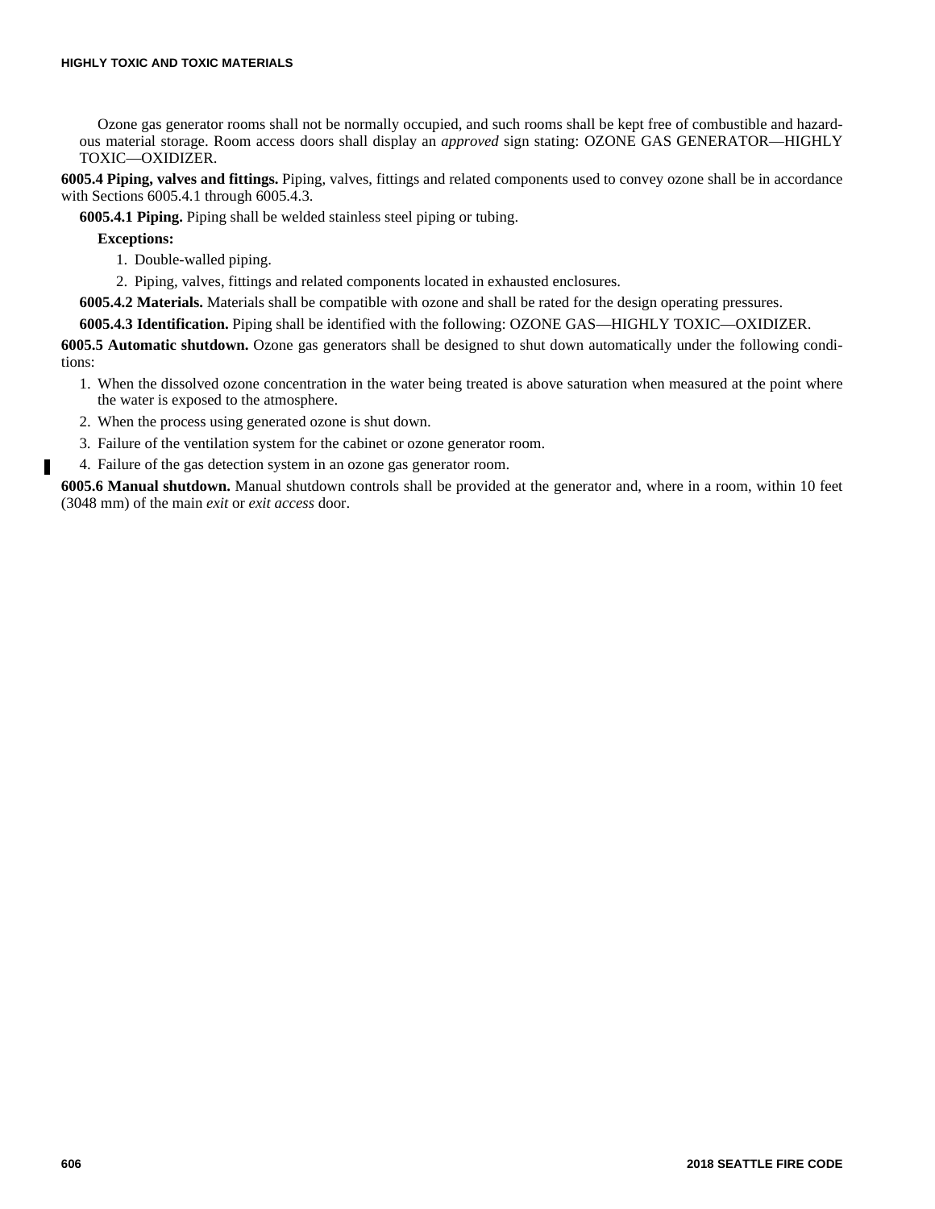Ozone gas generator rooms shall not be normally occupied, and such rooms shall be kept free of combustible and hazardous material storage. Room access doors shall display an *approved* sign stating: OZONE GAS GENERATOR—HIGHLY TOXIC—OXIDIZER.

**6005.4 Piping, valves and fittings.** Piping, valves, fittings and related components used to convey ozone shall be in accordance with Sections 6005.4.1 through 6005.4.3.

**6005.4.1 Piping.** Piping shall be welded stainless steel piping or tubing.

**Exceptions:**

1. Double-walled piping.
2. Piping, valves, fittings and related components located in exhausted enclosures.

**6005.4.2 Materials.** Materials shall be compatible with ozone and shall be rated for the design operating pressures.

**6005.4.3 Identification.** Piping shall be identified with the following: OZONE GAS—HIGHLY TOXIC—OXIDIZER.

**6005.5 Automatic shutdown.** Ozone gas generators shall be designed to shut down automatically under the following conditions:

1. When the dissolved ozone concentration in the water being treated is above saturation when measured at the point where the water is exposed to the atmosphere.
2. When the process using generated ozone is shut down.
3. Failure of the ventilation system for the cabinet or ozone generator room.
4. Failure of the gas detection system in an ozone gas generator room.

**6005.6 Manual shutdown.** Manual shutdown controls shall be provided at the generator and, where in a room, within 10 feet (3048 mm) of the main *exit* or *exit access* door.